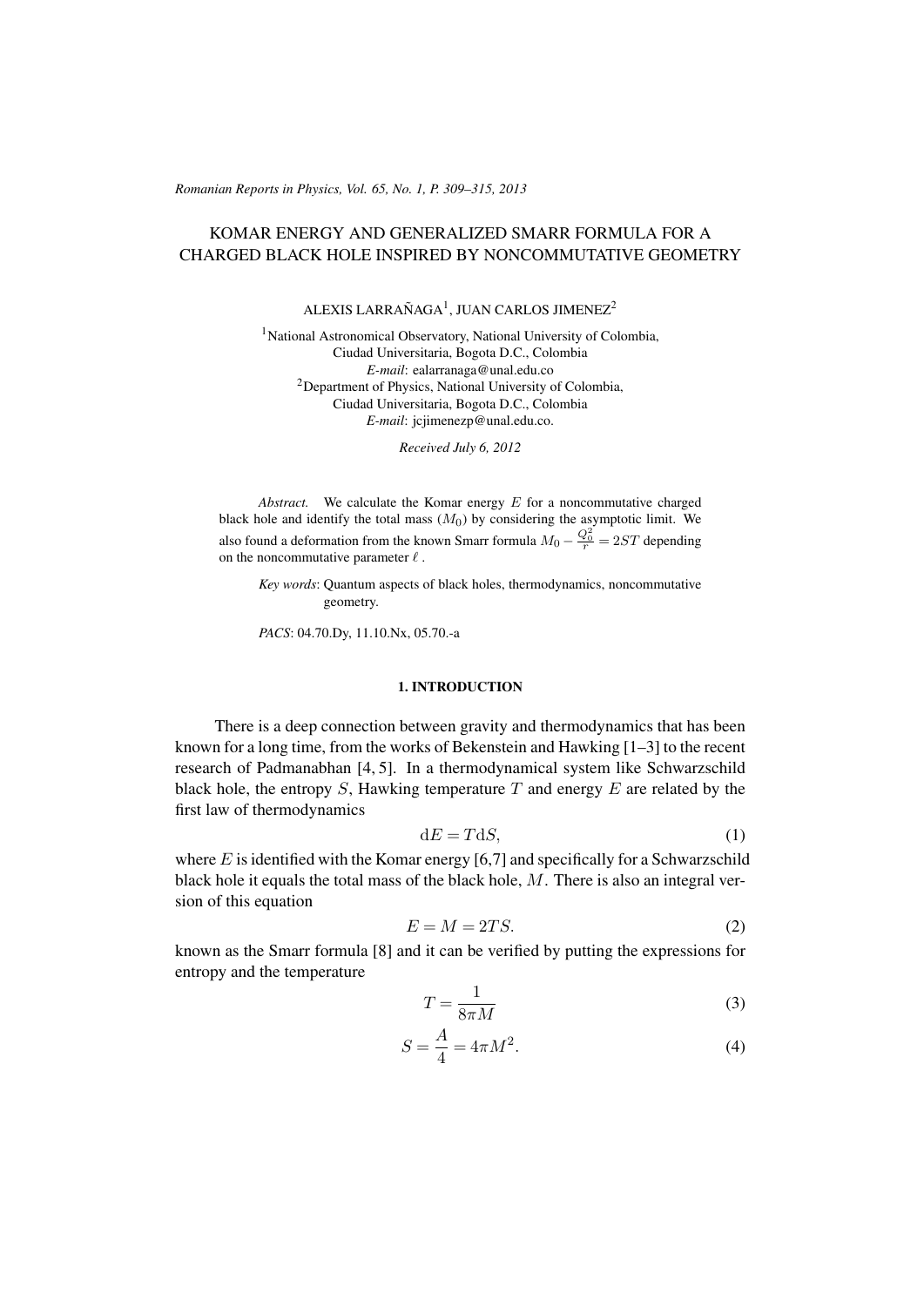# KOMAR ENERGY AND GENERALIZED SMARR FORMULA FOR A CHARGED BLACK HOLE INSPIRED BY NONCOMMUTATIVE GEOMETRY

ALEXIS LARRAÑAGA[1], JUAN CARLOS JIMENEZ[2]

[1]National Astronomical Observatory, National University of Colombia, Ciudad Universitaria, Bogota D.C., Colombia
*E-mail*: ealarranaga@unal.edu.co
[2]Department of Physics, National University of Colombia, Ciudad Universitaria, Bogota D.C., Colombia
*E-mail*: jcjimenezp@unal.edu.co.

*Received July 6, 2012*

*Abstract.* We calculate the Komar energy $E$ for a noncommutative charged black hole and identify the total mass ($M_0$) by considering the asymptotic limit. We also found a deformation from the known Smarr formula $M_0 - \frac{Q_0^2}{r} = 2ST$ depending on the noncommutative parameter $\ell$.

*Key words*: Quantum aspects of black holes, thermodynamics, noncommutative geometry.

*PACS*: 04.70.Dy, 11.10.Nx, 05.70.-a

## 1. INTRODUCTION

There is a deep connection between gravity and thermodynamics that has been known for a long time, from the works of Bekenstein and Hawking [1–3] to the recent research of Padmanabhan [4, 5]. In a thermodynamical system like Schwarzschild black hole, the entropy $S$, Hawking temperature $T$ and energy $E$ are related by the first law of thermodynamics

$$\mathrm{d}E = T\mathrm{d}S, \tag{1}$$

where $E$ is identified with the Komar energy [6,7] and specifically for a Schwarzschild black hole it equals the total mass of the black hole, $M$. There is also an integral version of this equation

$$E = M = 2TS. \tag{2}$$

known as the Smarr formula [8] and it can be verified by putting the expressions for entropy and the temperature

$$T = \frac{1}{8\pi M} \tag{3}$$

$$S = \frac{A}{4} = 4\pi M^2. \tag{4}$$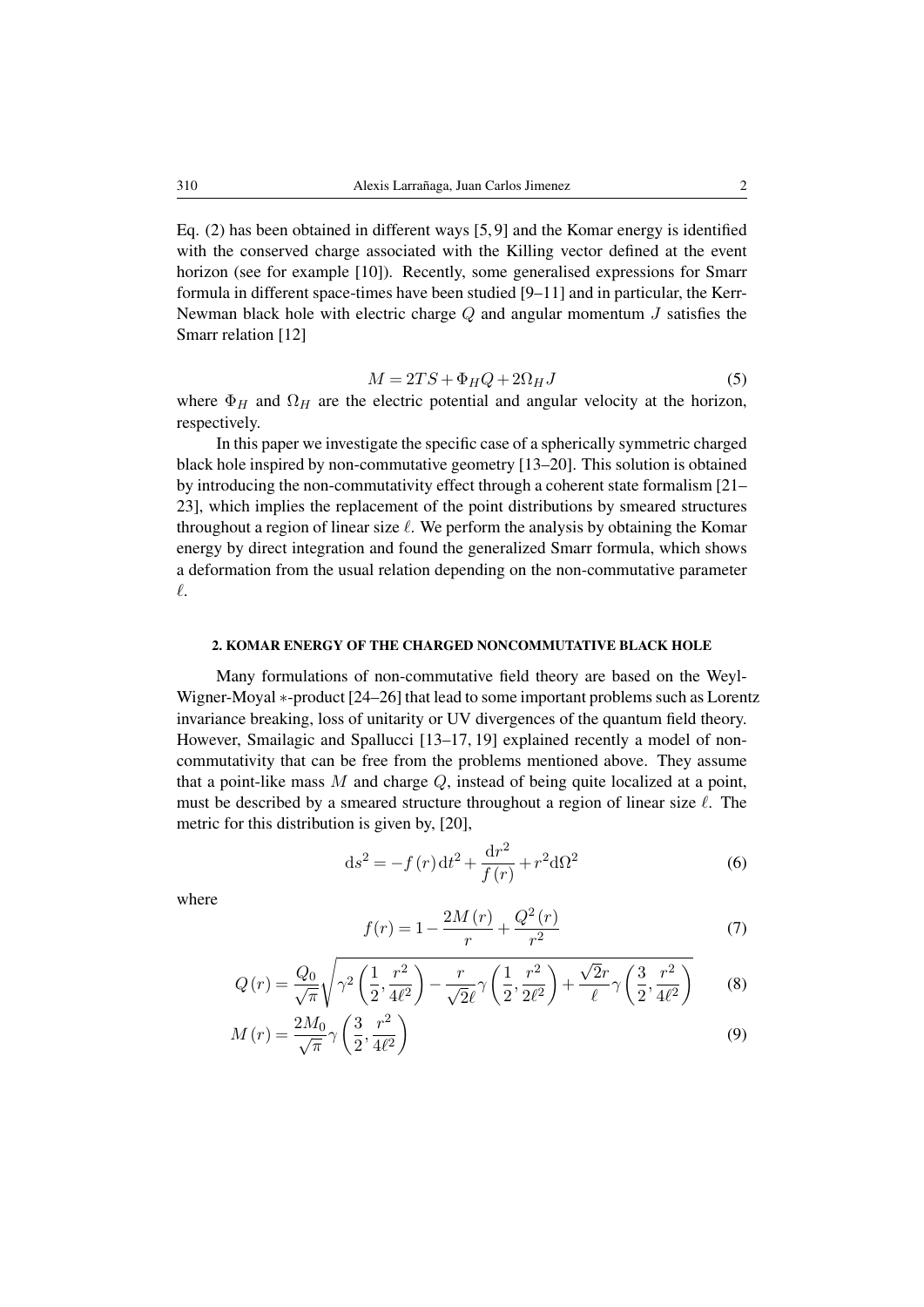Eq. (2) has been obtained in different ways [5, 9] and the Komar energy is identified with the conserved charge associated with the Killing vector defined at the event horizon (see for example [10]). Recently, some generalised expressions for Smarr formula in different space-times have been studied [9–11] and in particular, the Kerr-Newman black hole with electric charge $Q$ and angular momentum $J$ satisfies the Smarr relation [12]

$$M = 2TS + \Phi_H Q + 2\Omega_H J \tag{5}$$

where $\Phi_H$ and $\Omega_H$ are the electric potential and angular velocity at the horizon, respectively.

In this paper we investigate the specific case of a spherically symmetric charged black hole inspired by non-commutative geometry [13–20]. This solution is obtained by introducing the non-commutativity effect through a coherent state formalism [21–23], which implies the replacement of the point distributions by smeared structures throughout a region of linear size $\ell$. We perform the analysis by obtaining the Komar energy by direct integration and found the generalized Smarr formula, which shows a deformation from the usual relation depending on the non-commutative parameter $\ell$.

## 2. KOMAR ENERGY OF THE CHARGED NONCOMMUTATIVE BLACK HOLE

Many formulations of non-commutative field theory are based on the Weyl-Wigner-Moyal $*$-product [24–26] that lead to some important problems such as Lorentz invariance breaking, loss of unitarity or UV divergences of the quantum field theory. However, Smailagic and Spallucci [13–17, 19] explained recently a model of non-commutativity that can be free from the problems mentioned above. They assume that a point-like mass $M$ and charge $Q$, instead of being quite localized at a point, must be described by a smeared structure throughout a region of linear size $\ell$. The metric for this distribution is given by, [20],

$$\mathrm{d}s^2 = -f(r)\,\mathrm{d}t^2 + \frac{\mathrm{d}r^2}{f(r)} + r^2 \mathrm{d}\Omega^2 \tag{6}$$

where

$$f(r) = 1 - \frac{2M(r)}{r} + \frac{Q^2(r)}{r^2} \tag{7}$$

$$Q(r) = \frac{Q_0}{\sqrt{\pi}} \sqrt{\gamma^2\left(\frac{1}{2}, \frac{r^2}{4\ell^2}\right) - \frac{r}{\sqrt{2}\ell}\gamma\left(\frac{1}{2}, \frac{r^2}{2\ell^2}\right) + \frac{\sqrt{2}r}{\ell}\gamma\left(\frac{3}{2}, \frac{r^2}{4\ell^2}\right)} \tag{8}$$

$$M(r) = \frac{2M_0}{\sqrt{\pi}}\gamma\left(\frac{3}{2}, \frac{r^2}{4\ell^2}\right) \tag{9}$$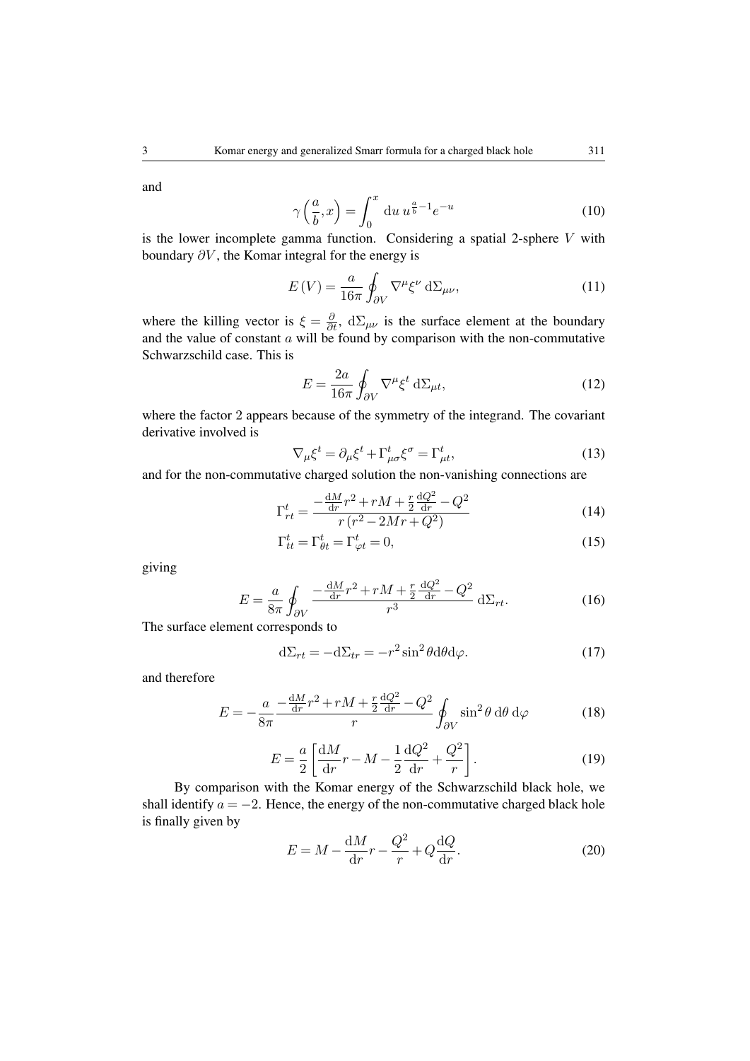and

$$\gamma\left(\frac{a}{b},x\right)=\int_0^x \mathrm{d}u\, u^{\frac{a}{b}-1}e^{-u} \tag{10}$$

is the lower incomplete gamma function. Considering a spatial 2-sphere $V$ with boundary $\partial V$, the Komar integral for the energy is

$$E(V)=\frac{a}{16\pi}\oint_{\partial V}\nabla^{\mu}\xi^{\nu}\,\mathrm{d}\Sigma_{\mu\nu}, \tag{11}$$

where the killing vector is $\xi=\frac{\partial}{\partial t}$, $\mathrm{d}\Sigma_{\mu\nu}$ is the surface element at the boundary and the value of constant $a$ will be found by comparison with the non-commutative Schwarzschild case. This is

$$E=\frac{2a}{16\pi}\oint_{\partial V}\nabla^{\mu}\xi^{t}\,\mathrm{d}\Sigma_{\mu t}, \tag{12}$$

where the factor 2 appears because of the symmetry of the integrand. The covariant derivative involved is

$$\nabla_{\mu}\xi^{t}=\partial_{\mu}\xi^{t}+\Gamma^{t}_{\mu\sigma}\xi^{\sigma}=\Gamma^{t}_{\mu t}, \tag{13}$$

and for the non-commutative charged solution the non-vanishing connections are

$$\Gamma^{t}_{rt}=\frac{-\frac{\mathrm{d}M}{\mathrm{d}r}r^2+rM+\frac{r}{2}\frac{\mathrm{d}Q^2}{\mathrm{d}r}-Q^2}{r\left(r^2-2Mr+Q^2\right)} \tag{14}$$

$$\Gamma^{t}_{tt}=\Gamma^{t}_{\theta t}=\Gamma^{t}_{\varphi t}=0, \tag{15}$$

giving

$$E=\frac{a}{8\pi}\oint_{\partial V}\frac{-\frac{\mathrm{d}M}{\mathrm{d}r}r^2+rM+\frac{r}{2}\frac{\mathrm{d}Q^2}{\mathrm{d}r}-Q^2}{r^3}\,\mathrm{d}\Sigma_{rt}. \tag{16}$$

The surface element corresponds to

$$\mathrm{d}\Sigma_{rt}=-\mathrm{d}\Sigma_{tr}=-r^2\sin^2\theta\mathrm{d}\theta\mathrm{d}\varphi. \tag{17}$$

and therefore

$$E=-\frac{a}{8\pi}\frac{-\frac{\mathrm{d}M}{\mathrm{d}r}r^2+rM+\frac{r}{2}\frac{\mathrm{d}Q^2}{\mathrm{d}r}-Q^2}{r}\oint_{\partial V}\sin^2\theta\,\mathrm{d}\theta\,\mathrm{d}\varphi \tag{18}$$

$$E=\frac{a}{2}\left[\frac{\mathrm{d}M}{\mathrm{d}r}r-M-\frac{1}{2}\frac{\mathrm{d}Q^2}{\mathrm{d}r}+\frac{Q^2}{r}\right]. \tag{19}$$

By comparison with the Komar energy of the Schwarzschild black hole, we shall identify $a=-2$. Hence, the energy of the non-commutative charged black hole is finally given by

$$E=M-\frac{\mathrm{d}M}{\mathrm{d}r}r-\frac{Q^2}{r}+Q\frac{\mathrm{d}Q}{\mathrm{d}r}. \tag{20}$$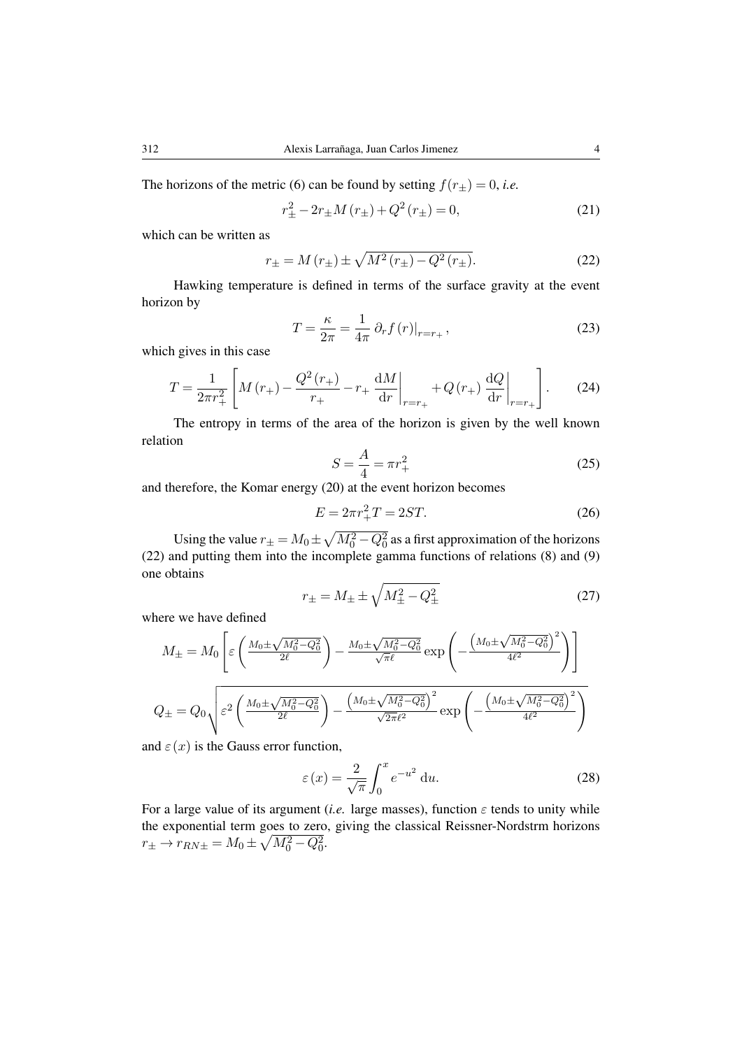The horizons of the metric (6) can be found by setting $f(r_\pm) = 0$, *i.e.*

$$r_\pm^2 - 2r_\pm M(r_\pm) + Q^2(r_\pm) = 0, \tag{21}$$

which can be written as

$$r_\pm = M(r_\pm) \pm \sqrt{M^2(r_\pm) - Q^2(r_\pm)}. \tag{22}$$

Hawking temperature is defined in terms of the surface gravity at the event horizon by

$$T = \frac{\kappa}{2\pi} = \frac{1}{4\pi}\, \partial_r f(r)\big|_{r=r_+}, \tag{23}$$

which gives in this case

$$T = \frac{1}{2\pi r_+^2}\left[M(r_+) - \frac{Q^2(r_+)}{r_+} - r_+ \left.\frac{\mathrm{d}M}{\mathrm{d}r}\right|_{r=r_+} + Q(r_+)\left.\frac{\mathrm{d}Q}{\mathrm{d}r}\right|_{r=r_+}\right]. \tag{24}$$

The entropy in terms of the area of the horizon is given by the well known relation

$$S = \frac{A}{4} = \pi r_+^2 \tag{25}$$

and therefore, the Komar energy (20) at the event horizon becomes

$$E = 2\pi r_+^2 T = 2ST. \tag{26}$$

Using the value $r_\pm = M_0 \pm \sqrt{M_0^2 - Q_0^2}$ as a first approximation of the horizons (22) and putting them into the incomplete gamma functions of relations (8) and (9) one obtains

$$r_\pm = M_\pm \pm \sqrt{M_\pm^2 - Q_\pm^2} \tag{27}$$

where we have defined

$$M_\pm = M_0\left[\varepsilon\left(\frac{M_0 \pm \sqrt{M_0^2 - Q_0^2}}{2\ell}\right) - \frac{M_0 \pm \sqrt{M_0^2 - Q_0^2}}{\sqrt{\pi}\ell}\exp\left(-\frac{\left(M_0 \pm \sqrt{M_0^2 - Q_0^2}\right)^2}{4\ell^2}\right)\right]$$

$$Q_\pm = Q_0\sqrt{\varepsilon^2\left(\frac{M_0 \pm \sqrt{M_0^2 - Q_0^2}}{2\ell}\right) - \frac{\left(M_0 \pm \sqrt{M_0^2 - Q_0^2}\right)^2}{\sqrt{2\pi}\ell^2}\exp\left(-\frac{\left(M_0 \pm \sqrt{M_0^2 - Q_0^2}\right)^2}{4\ell^2}\right)}$$

and $\varepsilon(x)$ is the Gauss error function,

$$\varepsilon(x) = \frac{2}{\sqrt{\pi}}\int_0^x e^{-u^2}\,\mathrm{d}u. \tag{28}$$

For a large value of its argument (*i.e.* large masses), function $\varepsilon$ tends to unity while the exponential term goes to zero, giving the classical Reissner-Nordstrm horizons $r_\pm \to r_{RN\pm} = M_0 \pm \sqrt{M_0^2 - Q_0^2}$.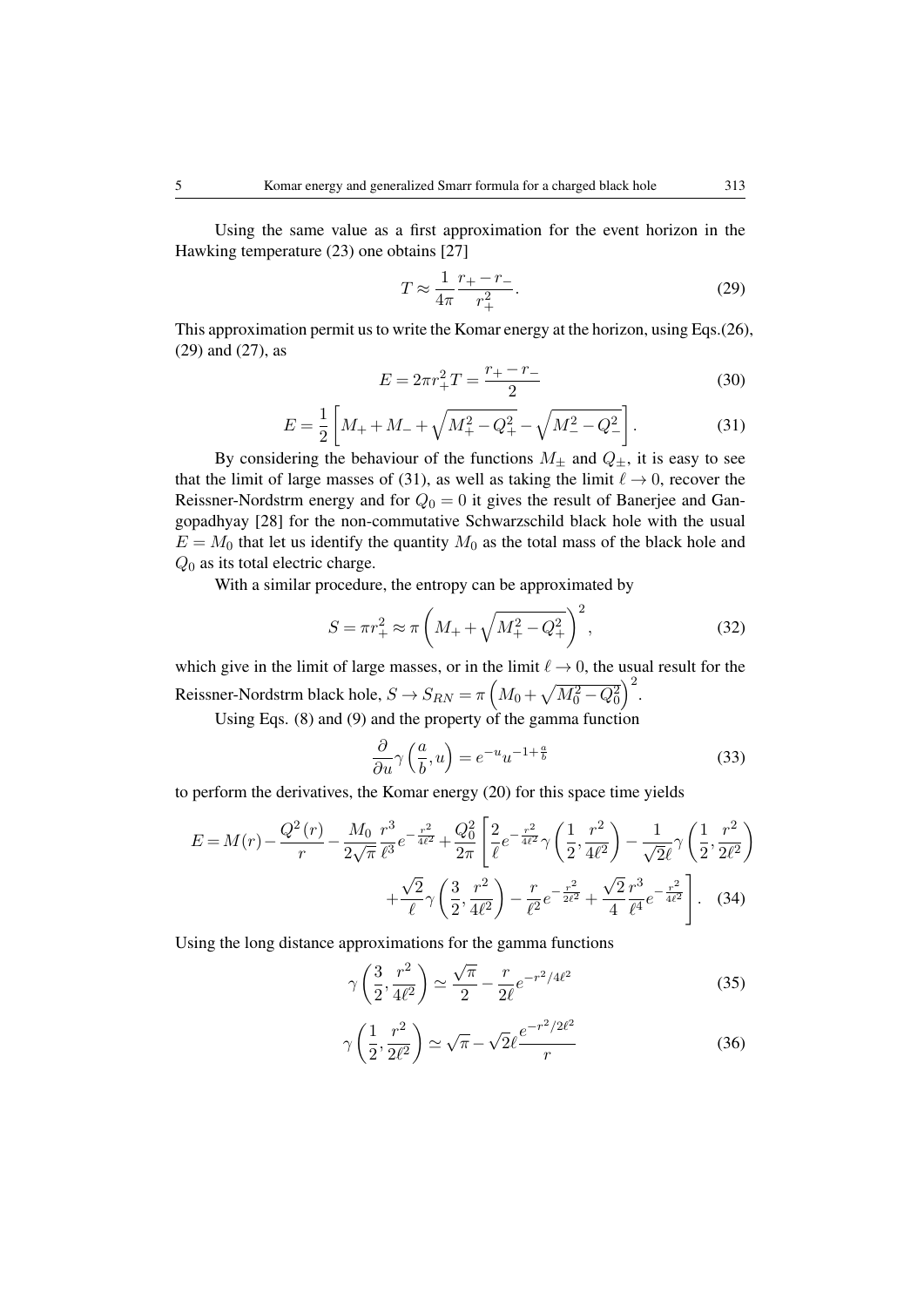Using the same value as a first approximation for the event horizon in the Hawking temperature (23) one obtains [27]

$$T \approx \frac{1}{4\pi} \frac{r_+ - r_-}{r_+^2}. \tag{29}$$

This approximation permit us to write the Komar energy at the horizon, using Eqs.(26), (29) and (27), as

$$E = 2\pi r_+^2 T = \frac{r_+ - r_-}{2} \tag{30}$$

$$E = \frac{1}{2}\left[M_+ + M_- + \sqrt{M_+^2 - Q_+^2} - \sqrt{M_-^2 - Q_-^2}\right]. \tag{31}$$

By considering the behaviour of the functions $M_\pm$ and $Q_\pm$, it is easy to see that the limit of large masses of (31), as well as taking the limit $\ell \to 0$, recover the Reissner-Nordstrm energy and for $Q_0 = 0$ it gives the result of Banerjee and Gangopadhyay [28] for the non-commutative Schwarzschild black hole with the usual $E = M_0$ that let us identify the quantity $M_0$ as the total mass of the black hole and $Q_0$ as its total electric charge.

With a similar procedure, the entropy can be approximated by

$$S = \pi r_+^2 \approx \pi \left(M_+ + \sqrt{M_+^2 - Q_+^2}\right)^2, \tag{32}$$

which give in the limit of large masses, or in the limit $\ell \to 0$, the usual result for the Reissner-Nordstrm black hole, $S \to S_{RN} = \pi\left(M_0 + \sqrt{M_0^2 - Q_0^2}\right)^2$.

Using Eqs. (8) and (9) and the property of the gamma function

$$\frac{\partial}{\partial u}\gamma\left(\frac{a}{b}, u\right) = e^{-u} u^{-1+\frac{a}{b}} \tag{33}$$

to perform the derivatives, the Komar energy (20) for this space time yields

$$E = M(r) - \frac{Q^2(r)}{r} - \frac{M_0}{2\sqrt{\pi}} \frac{r^3}{\ell^3} e^{-\frac{r^2}{4\ell^2}} + \frac{Q_0^2}{2\pi}\left[\frac{2}{\ell} e^{-\frac{r^2}{4\ell^2}} \gamma\left(\frac{1}{2}, \frac{r^2}{4\ell^2}\right) - \frac{1}{\sqrt{2}\ell}\gamma\left(\frac{1}{2}, \frac{r^2}{2\ell^2}\right) + \frac{\sqrt{2}}{\ell}\gamma\left(\frac{3}{2}, \frac{r^2}{4\ell^2}\right) - \frac{r}{\ell^2} e^{-\frac{r^2}{2\ell^2}} + \frac{\sqrt{2}}{4}\frac{r^3}{\ell^4} e^{-\frac{r^2}{4\ell^2}}\right]. \tag{34}$$

Using the long distance approximations for the gamma functions

$$\gamma\left(\frac{3}{2}, \frac{r^2}{4\ell^2}\right) \simeq \frac{\sqrt{\pi}}{2} - \frac{r}{2\ell} e^{-r^2/4\ell^2} \tag{35}$$

$$\gamma\left(\frac{1}{2}, \frac{r^2}{2\ell^2}\right) \simeq \sqrt{\pi} - \sqrt{2}\ell \frac{e^{-r^2/2\ell^2}}{r} \tag{36}$$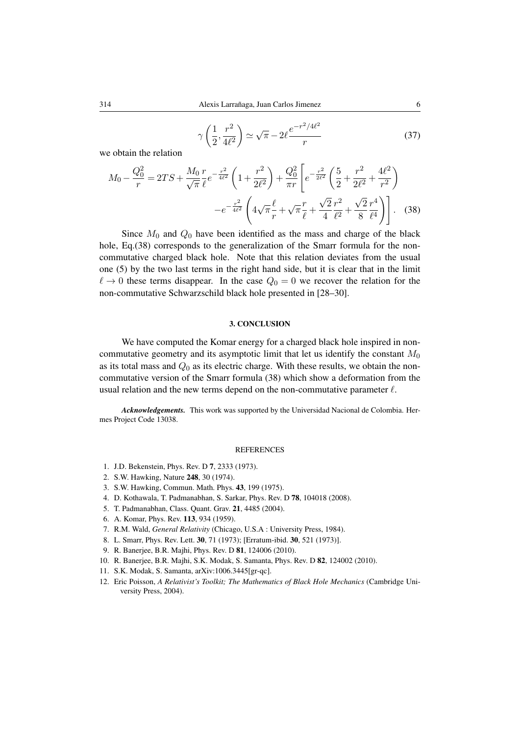$$\gamma\left(\frac{1}{2}, \frac{r^2}{4\ell^2}\right) \simeq \sqrt{\pi} - 2\ell \frac{e^{-r^2/4\ell^2}}{r} \tag{37}$$

we obtain the relation

$$M_0 - \frac{Q_0^2}{r} = 2TS + \frac{M_0}{\sqrt{\pi}} \frac{r}{\ell} e^{-\frac{r^2}{4\ell^2}} \left(1 + \frac{r^2}{2\ell^2}\right) + \frac{Q_0^2}{\pi r} \left[ e^{-\frac{r^2}{2\ell^2}} \left(\frac{5}{2} + \frac{r^2}{2\ell^2} + \frac{4\ell^2}{r^2}\right) \right.$$
$$\left. - e^{-\frac{r^2}{4\ell^2}} \left(4\sqrt{\pi}\frac{\ell}{r} + \sqrt{\pi}\frac{r}{\ell} + \frac{\sqrt{2}}{4}\frac{r^2}{\ell^2} + \frac{\sqrt{2}}{8}\frac{r^4}{\ell^4}\right) \right]. \tag{38}$$

Since $M_0$ and $Q_0$ have been identified as the mass and charge of the black hole, Eq.(38) corresponds to the generalization of the Smarr formula for the non-commutative charged black hole. Note that this relation deviates from the usual one (5) by the two last terms in the right hand side, but it is clear that in the limit $\ell \to 0$ these terms disappear. In the case $Q_0 = 0$ we recover the relation for the non-commutative Schwarzschild black hole presented in [28–30].

## 3. CONCLUSION

We have computed the Komar energy for a charged black hole inspired in non-commutative geometry and its asymptotic limit that let us identify the constant $M_0$ as its total mass and $Q_0$ as its electric charge. With these results, we obtain the non-commutative version of the Smarr formula (38) which show a deformation from the usual relation and the new terms depend on the non-commutative parameter $\ell$.

***Acknowledgements.*** This work was supported by the Universidad Nacional de Colombia. Hermes Project Code 13038.

## REFERENCES

1. J.D. Bekenstein, Phys. Rev. D **7**, 2333 (1973).
2. S.W. Hawking, Nature **248**, 30 (1974).
3. S.W. Hawking, Commun. Math. Phys. **43**, 199 (1975).
4. D. Kothawala, T. Padmanabhan, S. Sarkar, Phys. Rev. D **78**, 104018 (2008).
5. T. Padmanabhan, Class. Quant. Grav. **21**, 4485 (2004).
6. A. Komar, Phys. Rev. **113**, 934 (1959).
7. R.M. Wald, *General Relativity* (Chicago, U.S.A : University Press, 1984).
8. L. Smarr, Phys. Rev. Lett. **30**, 71 (1973); [Erratum-ibid. **30**, 521 (1973)].
9. R. Banerjee, B.R. Majhi, Phys. Rev. D **81**, 124006 (2010).
10. R. Banerjee, B.R. Majhi, S.K. Modak, S. Samanta, Phys. Rev. D **82**, 124002 (2010).
11. S.K. Modak, S. Samanta, arXiv:1006.3445[gr-qc].
12. Eric Poisson, *A Relativist's Toolkit; The Mathematics of Black Hole Mechanics* (Cambridge University Press, 2004).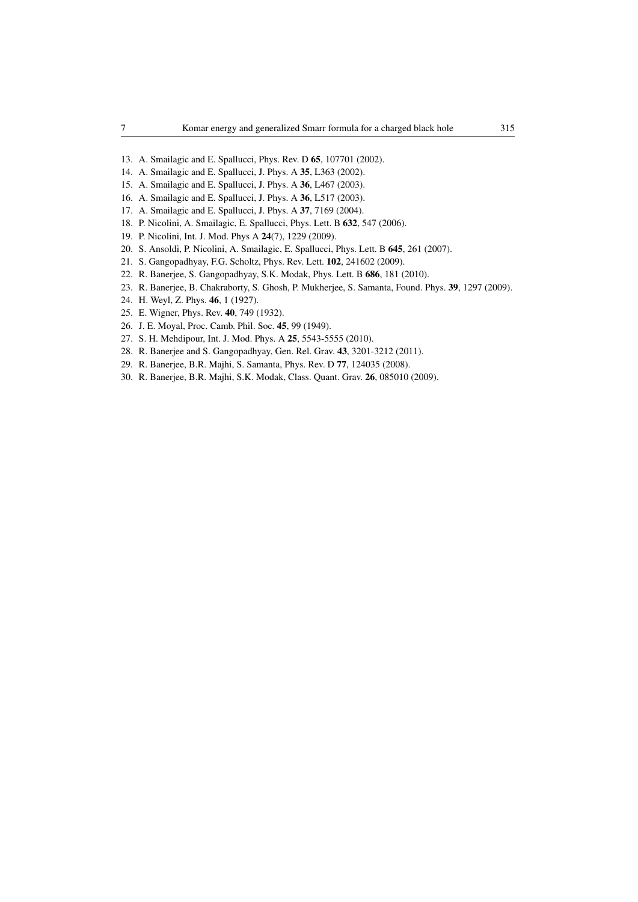13. A. Smailagic and E. Spallucci, Phys. Rev. D **65**, 107701 (2002).
14. A. Smailagic and E. Spallucci, J. Phys. A **35**, L363 (2002).
15. A. Smailagic and E. Spallucci, J. Phys. A **36**, L467 (2003).
16. A. Smailagic and E. Spallucci, J. Phys. A **36**, L517 (2003).
17. A. Smailagic and E. Spallucci, J. Phys. A **37**, 7169 (2004).
18. P. Nicolini, A. Smailagic, E. Spallucci, Phys. Lett. B **632**, 547 (2006).
19. P. Nicolini, Int. J. Mod. Phys A **24**(7), 1229 (2009).
20. S. Ansoldi, P. Nicolini, A. Smailagic, E. Spallucci, Phys. Lett. B **645**, 261 (2007).
21. S. Gangopadhyay, F.G. Scholtz, Phys. Rev. Lett. **102**, 241602 (2009).
22. R. Banerjee, S. Gangopadhyay, S.K. Modak, Phys. Lett. B **686**, 181 (2010).
23. R. Banerjee, B. Chakraborty, S. Ghosh, P. Mukherjee, S. Samanta, Found. Phys. **39**, 1297 (2009).
24. H. Weyl, Z. Phys. **46**, 1 (1927).
25. E. Wigner, Phys. Rev. **40**, 749 (1932).
26. J. E. Moyal, Proc. Camb. Phil. Soc. **45**, 99 (1949).
27. S. H. Mehdipour, Int. J. Mod. Phys. A **25**, 5543-5555 (2010).
28. R. Banerjee and S. Gangopadhyay, Gen. Rel. Grav. **43**, 3201-3212 (2011).
29. R. Banerjee, B.R. Majhi, S. Samanta, Phys. Rev. D **77**, 124035 (2008).
30. R. Banerjee, B.R. Majhi, S.K. Modak, Class. Quant. Grav. **26**, 085010 (2009).